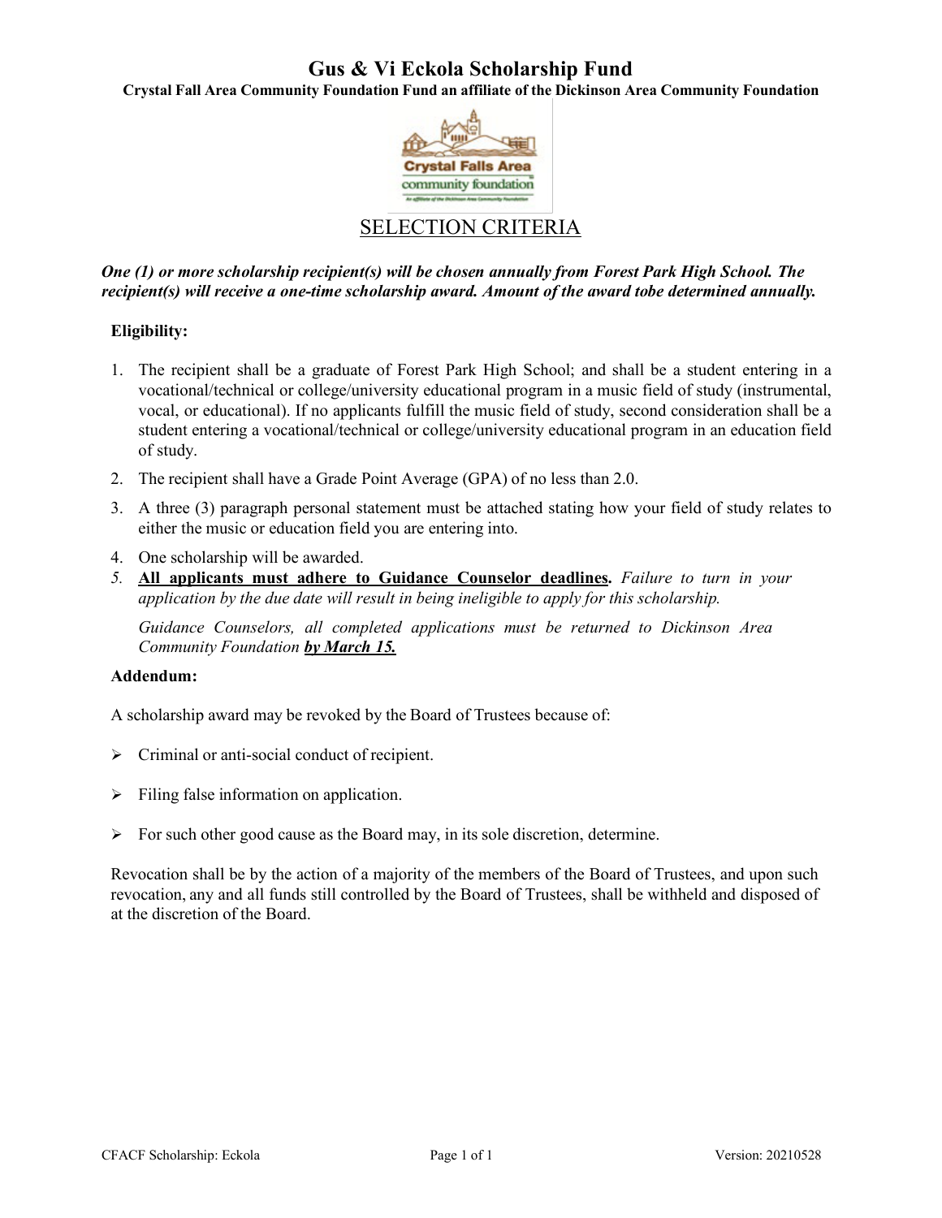# Gus & Vi Eckola Scholarship Fund

**Crystal Fall Area Community Foundation Fund an affiliate of the Dickinson Area Community Foundation**

## SELECTION CRITERIA

***One (1) or more scholarship recipient(s) will be chosen annually from Forest Park High School. The recipient(s) will receive a one-time scholarship award. Amount of the award tobe determined annually.***

**Eligibility:**

1. The recipient shall be a graduate of Forest Park High School; and shall be a student entering in a vocational/technical or college/university educational program in a music field of study (instrumental, vocal, or educational). If no applicants fulfill the music field of study, second consideration shall be a student entering a vocational/technical or college/university educational program in an education field of study.
2. The recipient shall have a Grade Point Average (GPA) of no less than 2.0.
3. A three (3) paragraph personal statement must be attached stating how your field of study relates to either the music or education field you are entering into.
4. One scholarship will be awarded.
5. **All applicants must adhere to Guidance Counselor deadlines.** *Failure to turn in your application by the due date will result in being ineligible to apply for this scholarship.*

   *Guidance Counselors, all completed applications must be returned to Dickinson Area Community Foundation* ***by March 15.***

**Addendum:**

A scholarship award may be revoked by the Board of Trustees because of:

- Criminal or anti-social conduct of recipient.
- Filing false information on application.
- For such other good cause as the Board may, in its sole discretion, determine.

Revocation shall be by the action of a majority of the members of the Board of Trustees, and upon such revocation, any and all funds still controlled by the Board of Trustees, shall be withheld and disposed of at the discretion of the Board.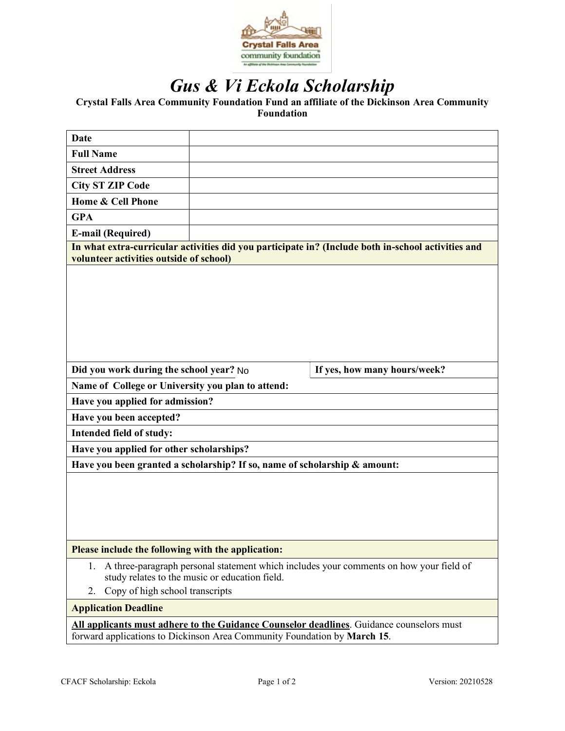# *Gus & Vi Eckola Scholarship*

**Crystal Falls Area Community Foundation Fund an affiliate of the Dickinson Area Community Foundation**

| | |
|---|---|
| **Date** | |
| **Full Name** | |
| **Street Address** | |
| **City ST ZIP Code** | |
| **Home & Cell Phone** | |
| **GPA** | |
| **E-mail (Required)** | |

**In what extra-curricular activities did you participate in? (Include both in-school activities and volunteer activities outside of school)**

| | |
|---|---|
| **Did you work during the school year?** No | **If yes, how many hours/week?** |

**Name of College or University you plan to attend:**

**Have you applied for admission?**

**Have you been accepted?**

**Intended field of study:**

**Have you applied for other scholarships?**

**Have you been granted a scholarship? If so, name of scholarship & amount:**

**Please include the following with the application:**

1. A three-paragraph personal statement which includes your comments on how your field of study relates to the music or education field.
2. Copy of high school transcripts

**Application Deadline**

**<u>All applicants must adhere to the Guidance Counselor deadlines</u>**. Guidance counselors must forward applications to Dickinson Area Community Foundation by **March 15**.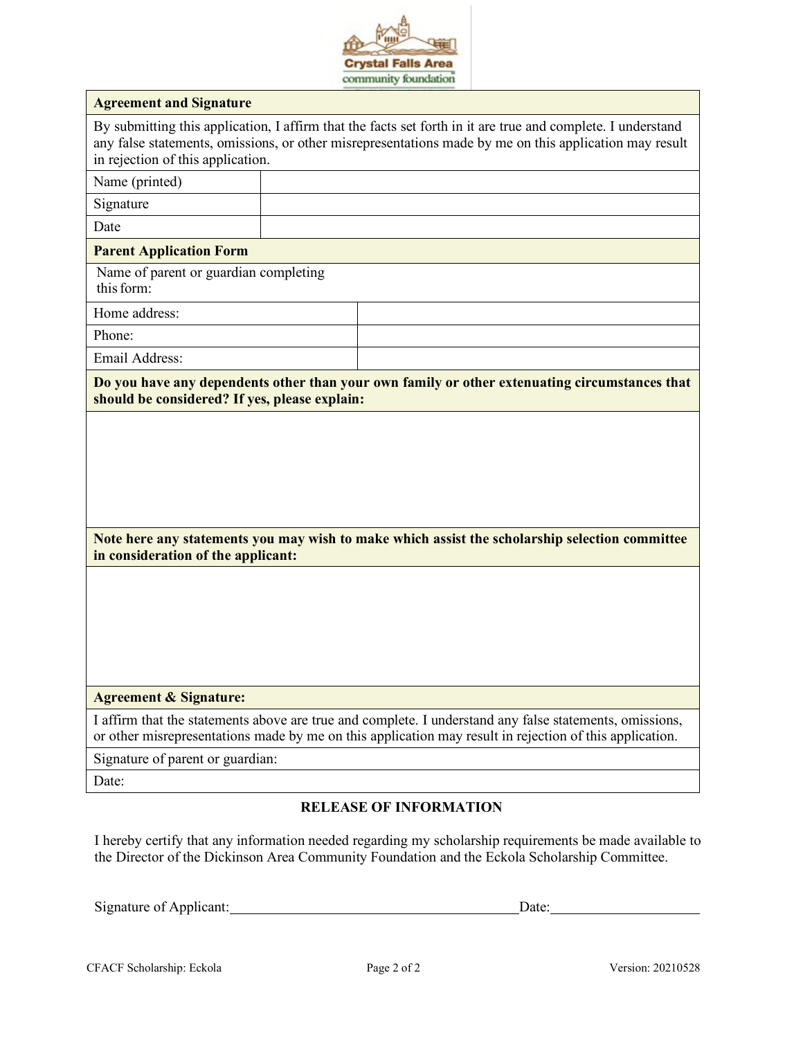**Crystal Falls Area community foundation**

| Agreement and Signature | |
|---|---|
| By submitting this application, I affirm that the facts set forth in it are true and complete. I understand any false statements, omissions, or other misrepresentations made by me on this application may result in rejection of this application. | |
| Name (printed) | |
| Signature | |
| Date | |

| Parent Application Form | |
|---|---|
| Name of parent or guardian completing this form: | |
| Home address: | |
| Phone: | |
| Email Address: | |

**Do you have any dependents other than your own family or other extenuating circumstances that should be considered? If yes, please explain:**

**Note here any statements you may wish to make which assist the scholarship selection committee in consideration of the applicant:**

**Agreement & Signature:**

I affirm that the statements above are true and complete. I understand any false statements, omissions, or other misrepresentations made by me on this application may result in rejection of this application.

Signature of parent or guardian:

Date:

## RELEASE OF INFORMATION

I hereby certify that any information needed regarding my scholarship requirements be made available to the Director of the Dickinson Area Community Foundation and the Eckola Scholarship Committee.

Signature of Applicant:________________________________________Date:____________________

CFACF Scholarship: Eckola

Version: 20210528